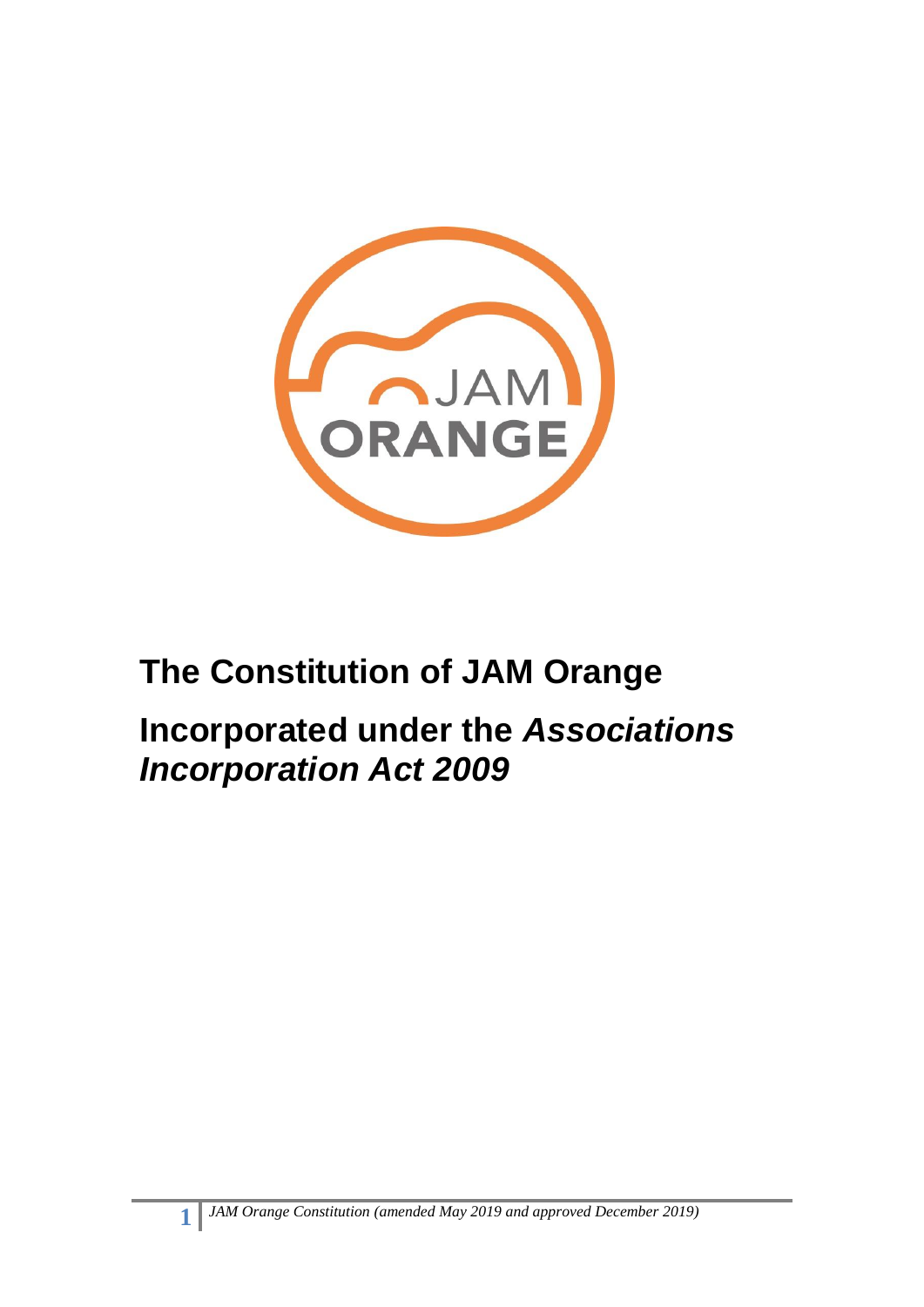# The Constitution of JAM Orange

## Incorporated under the *Associations Incorporation Act 2009*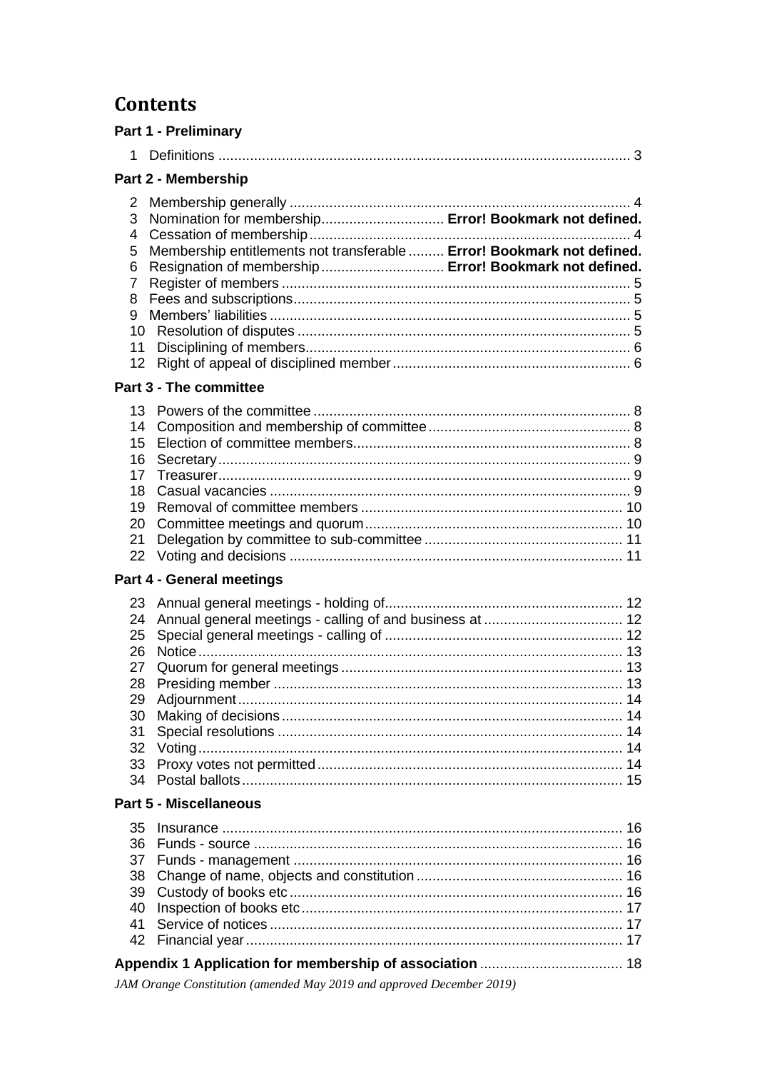# Contents

## Part 1 - Preliminary

1 Definitions ........................................................................................................ 3

## Part 2 - Membership

2 Membership generally ...................................................................................... 4
3 Nomination for membership............................... **Error! Bookmark not defined.**
4 Cessation of membership................................................................................. 4
5 Membership entitlements not transferable ......... **Error! Bookmark not defined.**
6 Resignation of membership............................... **Error! Bookmark not defined.**
7 Register of members ........................................................................................ 5
8 Fees and subscriptions..................................................................................... 5
9 Members' liabilities ........................................................................................... 5
10 Resolution of disputes .................................................................................... 5
11 Disciplining of members.................................................................................. 6
12 Right of appeal of disciplined member............................................................ 6

## Part 3 - The committee

13 Powers of the committee ................................................................................ 8
14 Composition and membership of committee................................................... 8
15 Election of committee members...................................................................... 8
16 Secretary........................................................................................................ 9
17 Treasurer........................................................................................................ 9
18 Casual vacancies ........................................................................................... 9
19 Removal of committee members .................................................................. 10
20 Committee meetings and quorum................................................................. 10
21 Delegation by committee to sub-committee .................................................. 11
22 Voting and decisions .................................................................................... 11

## Part 4 - General meetings

23 Annual general meetings - holding of............................................................ 12
24 Annual general meetings - calling of and business at ................................... 12
25 Special general meetings - calling of ............................................................ 12
26 Notice........................................................................................................... 13
27 Quorum for general meetings ....................................................................... 13
28 Presiding member ........................................................................................ 13
29 Adjournment................................................................................................. 14
30 Making of decisions...................................................................................... 14
31 Special resolutions ....................................................................................... 14
32 Voting........................................................................................................... 14
33 Proxy votes not permitted............................................................................. 14
34 Postal ballots................................................................................................ 15

## Part 5 - Miscellaneous

35 Insurance ..................................................................................................... 16
36 Funds - source ............................................................................................. 16
37 Funds - management ................................................................................... 16
38 Change of name, objects and constitution .................................................... 16
39 Custody of books etc.................................................................................... 16
40 Inspection of books etc................................................................................. 17
41 Service of notices......................................................................................... 17
42 Financial year............................................................................................... 17

**Appendix 1 Application for membership of association** .................................... 18

*JAM Orange Constitution (amended May 2019 and approved December 2019)*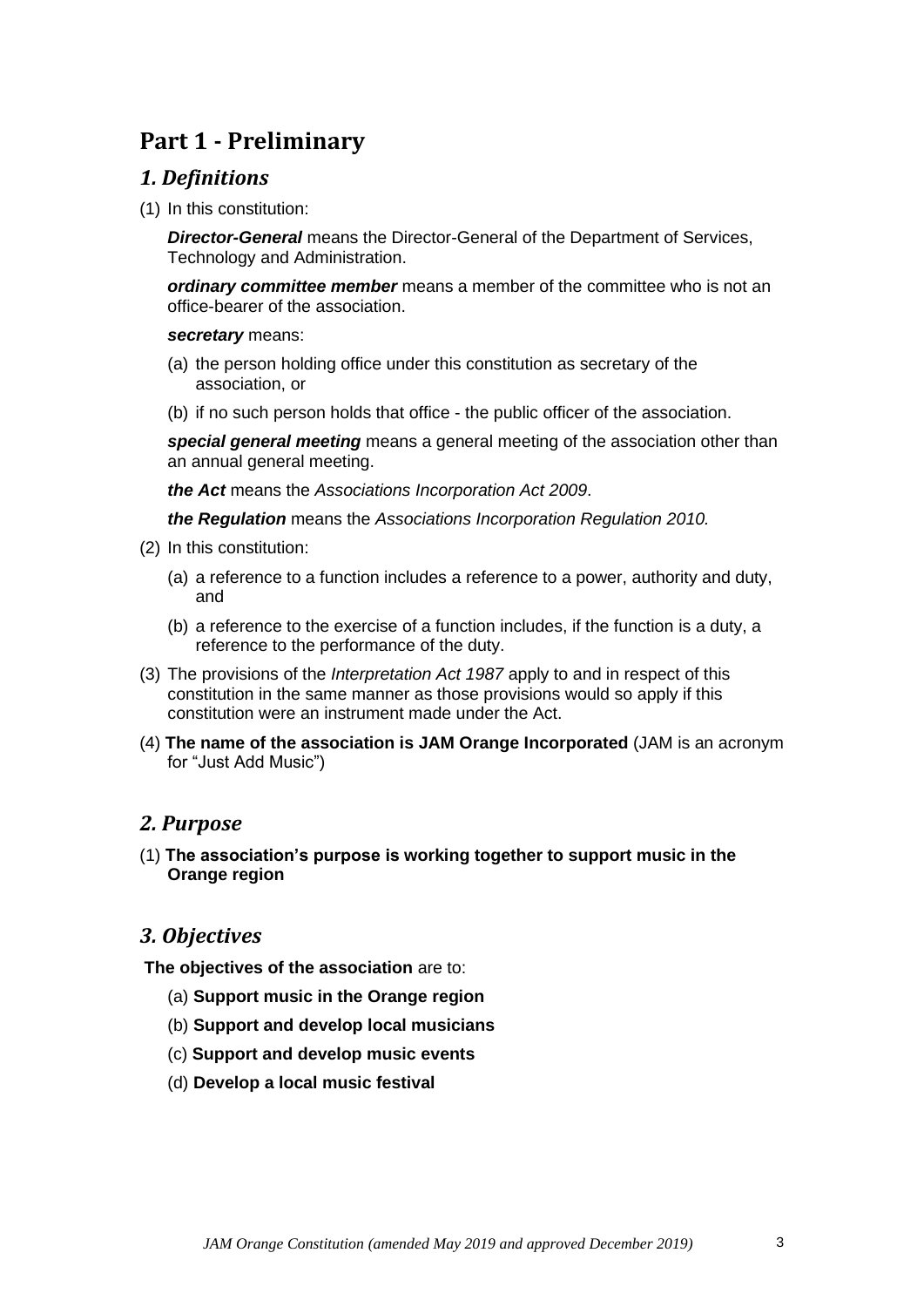# Part 1 - Preliminary

## *1. Definitions*

(1) In this constitution:

***Director-General*** means the Director-General of the Department of Services, Technology and Administration.

***ordinary committee member*** means a member of the committee who is not an office-bearer of the association.

***secretary*** means:

(a) the person holding office under this constitution as secretary of the association, or

(b) if no such person holds that office - the public officer of the association.

***special general meeting*** means a general meeting of the association other than an annual general meeting.

***the Act*** means the *Associations Incorporation Act 2009*.

***the Regulation*** means the *Associations Incorporation Regulation 2010.*

(2) In this constitution:

(a) a reference to a function includes a reference to a power, authority and duty, and

(b) a reference to the exercise of a function includes, if the function is a duty, a reference to the performance of the duty.

(3) The provisions of the *Interpretation Act 1987* apply to and in respect of this constitution in the same manner as those provisions would so apply if this constitution were an instrument made under the Act.

(4) **The name of the association is JAM Orange Incorporated** (JAM is an acronym for "Just Add Music")

## *2. Purpose*

(1) **The association's purpose is working together to support music in the Orange region**

## *3. Objectives*

**The objectives of the association** are to:

(a) **Support music in the Orange region**

(b) **Support and develop local musicians**

(c) **Support and develop music events**

(d) **Develop a local music festival**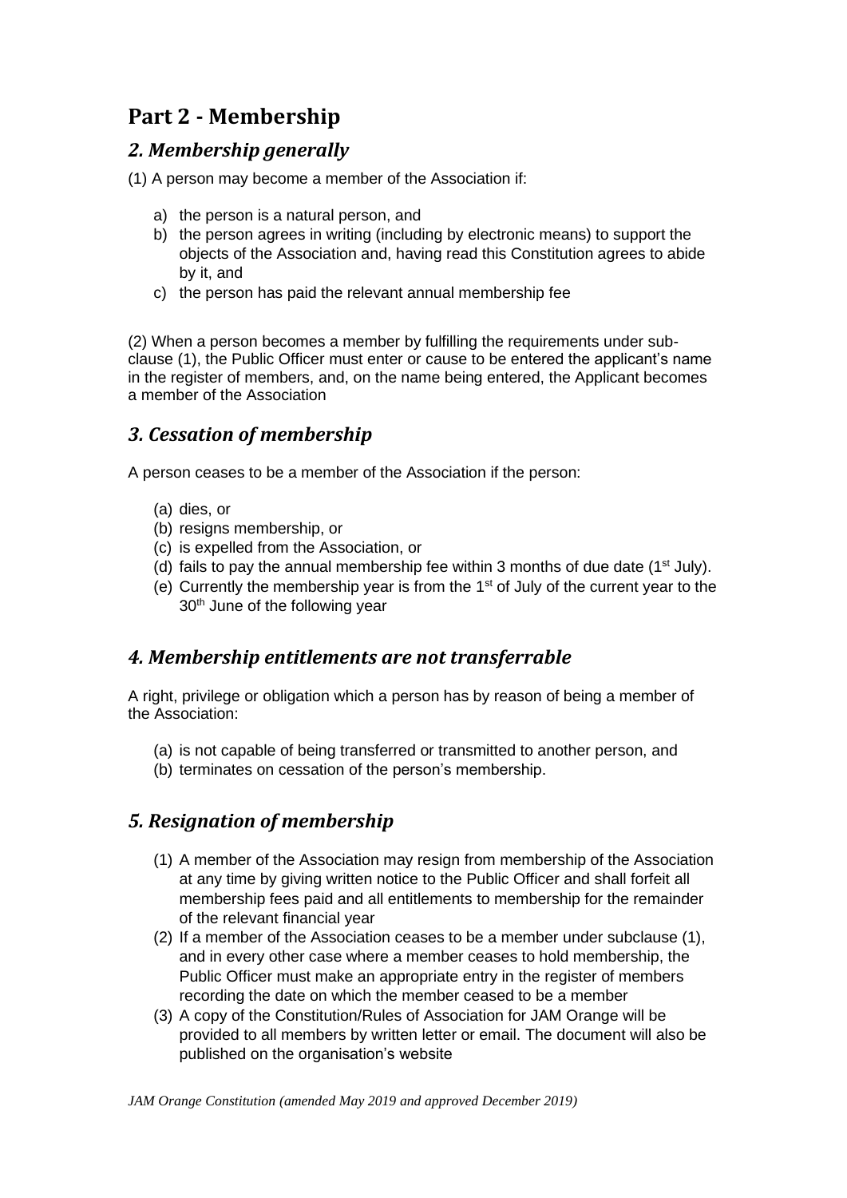# Part 2 - Membership

## *2. Membership generally*

(1) A person may become a member of the Association if:

a) the person is a natural person, and
b) the person agrees in writing (including by electronic means) to support the objects of the Association and, having read this Constitution agrees to abide by it, and
c) the person has paid the relevant annual membership fee

(2) When a person becomes a member by fulfilling the requirements under sub-clause (1), the Public Officer must enter or cause to be entered the applicant's name in the register of members, and, on the name being entered, the Applicant becomes a member of the Association

## *3. Cessation of membership*

A person ceases to be a member of the Association if the person:

(a) dies, or
(b) resigns membership, or
(c) is expelled from the Association, or
(d) fails to pay the annual membership fee within 3 months of due date (1st July).
(e) Currently the membership year is from the 1st of July of the current year to the 30th June of the following year

## *4. Membership entitlements are not transferrable*

A right, privilege or obligation which a person has by reason of being a member of the Association:

(a) is not capable of being transferred or transmitted to another person, and
(b) terminates on cessation of the person's membership.

## *5. Resignation of membership*

(1) A member of the Association may resign from membership of the Association at any time by giving written notice to the Public Officer and shall forfeit all membership fees paid and all entitlements to membership for the remainder of the relevant financial year
(2) If a member of the Association ceases to be a member under subclause (1), and in every other case where a member ceases to hold membership, the Public Officer must make an appropriate entry in the register of members recording the date on which the member ceased to be a member
(3) A copy of the Constitution/Rules of Association for JAM Orange will be provided to all members by written letter or email. The document will also be published on the organisation's website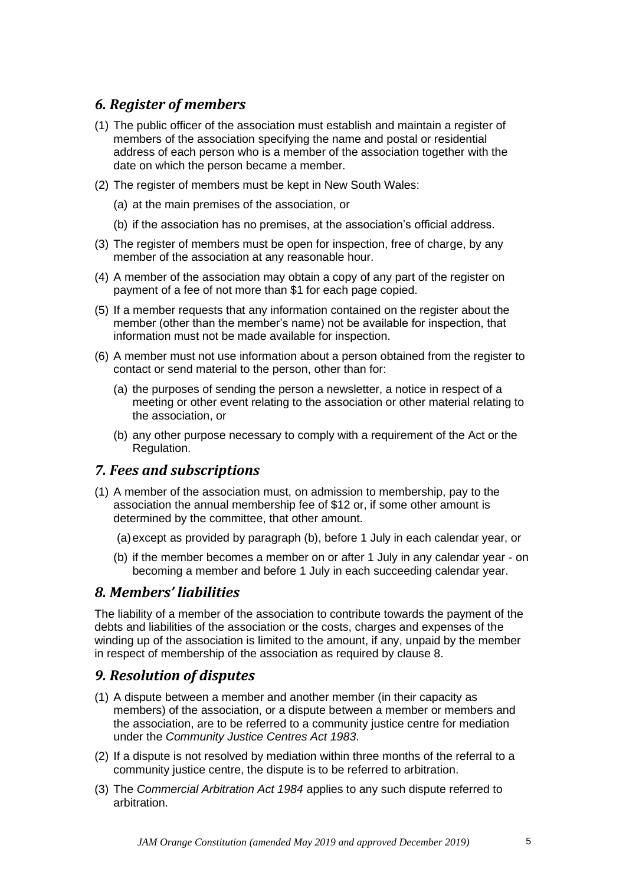## *6. Register of members*

(1) The public officer of the association must establish and maintain a register of members of the association specifying the name and postal or residential address of each person who is a member of the association together with the date on which the person became a member.

(2) The register of members must be kept in New South Wales:

(a) at the main premises of the association, or

(b) if the association has no premises, at the association's official address.

(3) The register of members must be open for inspection, free of charge, by any member of the association at any reasonable hour.

(4) A member of the association may obtain a copy of any part of the register on payment of a fee of not more than $1 for each page copied.

(5) If a member requests that any information contained on the register about the member (other than the member's name) not be available for inspection, that information must not be made available for inspection.

(6) A member must not use information about a person obtained from the register to contact or send material to the person, other than for:

(a) the purposes of sending the person a newsletter, a notice in respect of a meeting or other event relating to the association or other material relating to the association, or

(b) any other purpose necessary to comply with a requirement of the Act or the Regulation.

## *7. Fees and subscriptions*

(1) A member of the association must, on admission to membership, pay to the association the annual membership fee of $12 or, if some other amount is determined by the committee, that other amount.

(a) except as provided by paragraph (b), before 1 July in each calendar year, or

(b) if the member becomes a member on or after 1 July in any calendar year - on becoming a member and before 1 July in each succeeding calendar year.

## *8. Members' liabilities*

The liability of a member of the association to contribute towards the payment of the debts and liabilities of the association or the costs, charges and expenses of the winding up of the association is limited to the amount, if any, unpaid by the member in respect of membership of the association as required by clause 8.

## *9. Resolution of disputes*

(1) A dispute between a member and another member (in their capacity as members) of the association, or a dispute between a member or members and the association, are to be referred to a community justice centre for mediation under the *Community Justice Centres Act 1983*.

(2) If a dispute is not resolved by mediation within three months of the referral to a community justice centre, the dispute is to be referred to arbitration.

(3) The *Commercial Arbitration Act 1984* applies to any such dispute referred to arbitration.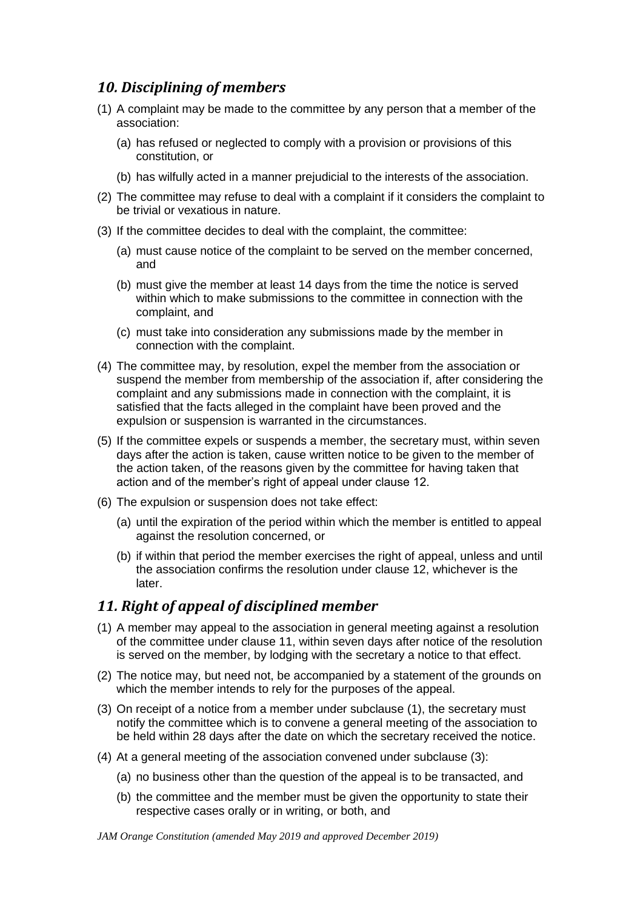## *10. Disciplining of members*

(1) A complaint may be made to the committee by any person that a member of the association:

   (a) has refused or neglected to comply with a provision or provisions of this constitution, or

   (b) has wilfully acted in a manner prejudicial to the interests of the association.

(2) The committee may refuse to deal with a complaint if it considers the complaint to be trivial or vexatious in nature.

(3) If the committee decides to deal with the complaint, the committee:

   (a) must cause notice of the complaint to be served on the member concerned, and

   (b) must give the member at least 14 days from the time the notice is served within which to make submissions to the committee in connection with the complaint, and

   (c) must take into consideration any submissions made by the member in connection with the complaint.

(4) The committee may, by resolution, expel the member from the association or suspend the member from membership of the association if, after considering the complaint and any submissions made in connection with the complaint, it is satisfied that the facts alleged in the complaint have been proved and the expulsion or suspension is warranted in the circumstances.

(5) If the committee expels or suspends a member, the secretary must, within seven days after the action is taken, cause written notice to be given to the member of the action taken, of the reasons given by the committee for having taken that action and of the member's right of appeal under clause 12.

(6) The expulsion or suspension does not take effect:

   (a) until the expiration of the period within which the member is entitled to appeal against the resolution concerned, or

   (b) if within that period the member exercises the right of appeal, unless and until the association confirms the resolution under clause 12, whichever is the later.

## *11. Right of appeal of disciplined member*

(1) A member may appeal to the association in general meeting against a resolution of the committee under clause 11, within seven days after notice of the resolution is served on the member, by lodging with the secretary a notice to that effect.

(2) The notice may, but need not, be accompanied by a statement of the grounds on which the member intends to rely for the purposes of the appeal.

(3) On receipt of a notice from a member under subclause (1), the secretary must notify the committee which is to convene a general meeting of the association to be held within 28 days after the date on which the secretary received the notice.

(4) At a general meeting of the association convened under subclause (3):

   (a) no business other than the question of the appeal is to be transacted, and

   (b) the committee and the member must be given the opportunity to state their respective cases orally or in writing, or both, and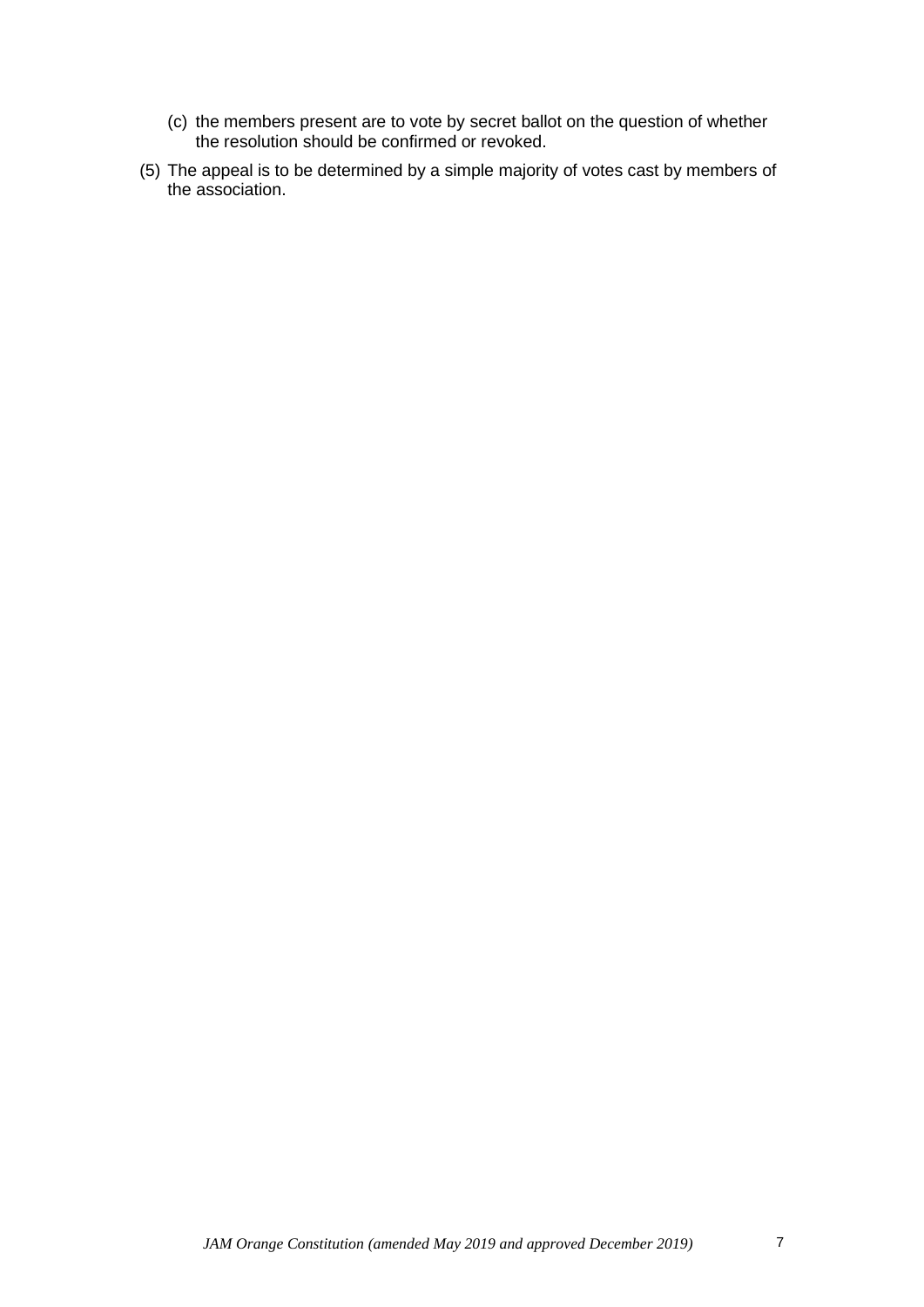(c) the members present are to vote by secret ballot on the question of whether the resolution should be confirmed or revoked.

(5) The appeal is to be determined by a simple majority of votes cast by members of the association.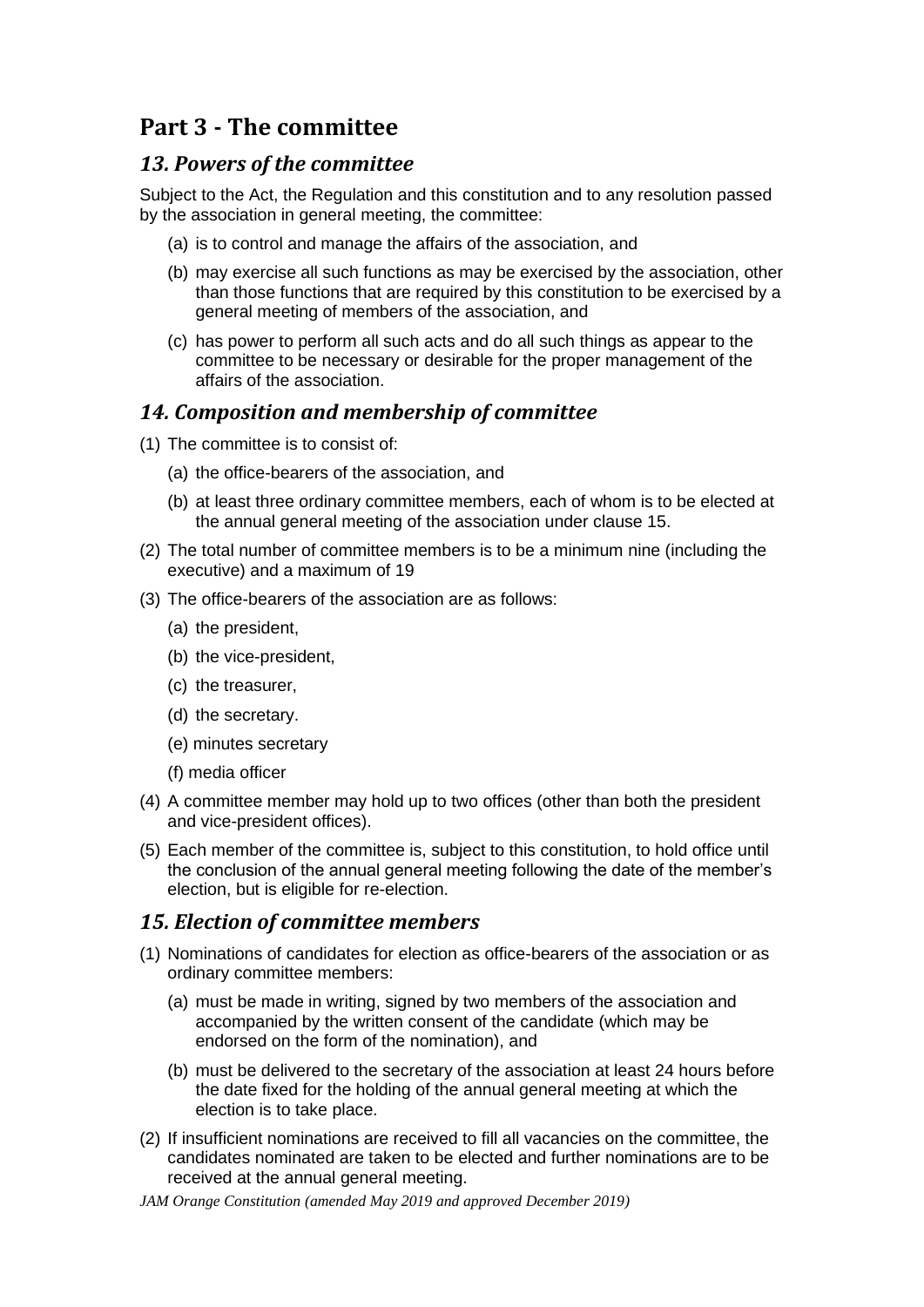## Part 3 - The committee

### *13. Powers of the committee*

Subject to the Act, the Regulation and this constitution and to any resolution passed by the association in general meeting, the committee:

- (a) is to control and manage the affairs of the association, and
- (b) may exercise all such functions as may be exercised by the association, other than those functions that are required by this constitution to be exercised by a general meeting of members of the association, and
- (c) has power to perform all such acts and do all such things as appear to the committee to be necessary or desirable for the proper management of the affairs of the association.

### *14. Composition and membership of committee*

(1) The committee is to consist of:

- (a) the office-bearers of the association, and
- (b) at least three ordinary committee members, each of whom is to be elected at the annual general meeting of the association under clause 15.

(2) The total number of committee members is to be a minimum nine (including the executive) and a maximum of 19

(3) The office-bearers of the association are as follows:

- (a) the president,
- (b) the vice-president,
- (c) the treasurer,
- (d) the secretary.
- (e) minutes secretary
- (f) media officer

(4) A committee member may hold up to two offices (other than both the president and vice-president offices).

(5) Each member of the committee is, subject to this constitution, to hold office until the conclusion of the annual general meeting following the date of the member's election, but is eligible for re-election.

### *15. Election of committee members*

(1) Nominations of candidates for election as office-bearers of the association or as ordinary committee members:

- (a) must be made in writing, signed by two members of the association and accompanied by the written consent of the candidate (which may be endorsed on the form of the nomination), and
- (b) must be delivered to the secretary of the association at least 24 hours before the date fixed for the holding of the annual general meeting at which the election is to take place.

(2) If insufficient nominations are received to fill all vacancies on the committee, the candidates nominated are taken to be elected and further nominations are to be received at the annual general meeting.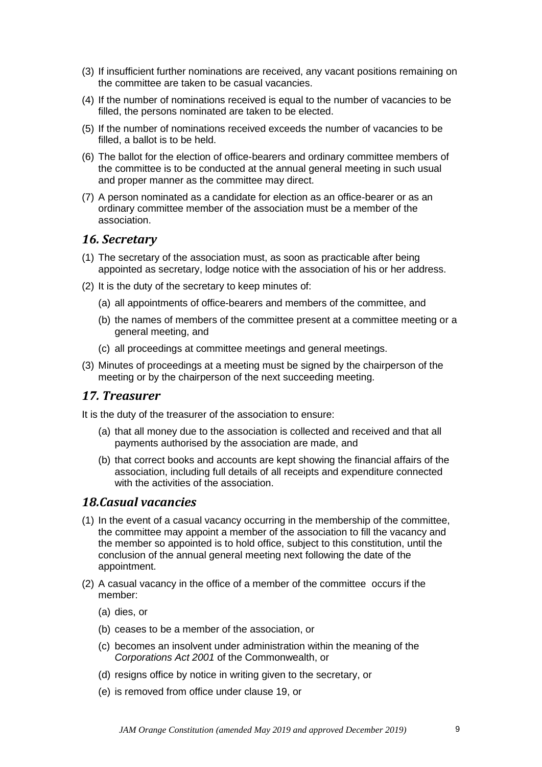(3) If insufficient further nominations are received, any vacant positions remaining on the committee are taken to be casual vacancies.

(4) If the number of nominations received is equal to the number of vacancies to be filled, the persons nominated are taken to be elected.

(5) If the number of nominations received exceeds the number of vacancies to be filled, a ballot is to be held.

(6) The ballot for the election of office-bearers and ordinary committee members of the committee is to be conducted at the annual general meeting in such usual and proper manner as the committee may direct.

(7) A person nominated as a candidate for election as an office-bearer or as an ordinary committee member of the association must be a member of the association.

## *16. Secretary*

(1) The secretary of the association must, as soon as practicable after being appointed as secretary, lodge notice with the association of his or her address.

(2) It is the duty of the secretary to keep minutes of:

- (a) all appointments of office-bearers and members of the committee, and
- (b) the names of members of the committee present at a committee meeting or a general meeting, and
- (c) all proceedings at committee meetings and general meetings.

(3) Minutes of proceedings at a meeting must be signed by the chairperson of the meeting or by the chairperson of the next succeeding meeting.

## *17. Treasurer*

It is the duty of the treasurer of the association to ensure:

- (a) that all money due to the association is collected and received and that all payments authorised by the association are made, and
- (b) that correct books and accounts are kept showing the financial affairs of the association, including full details of all receipts and expenditure connected with the activities of the association.

## *18.Casual vacancies*

(1) In the event of a casual vacancy occurring in the membership of the committee, the committee may appoint a member of the association to fill the vacancy and the member so appointed is to hold office, subject to this constitution, until the conclusion of the annual general meeting next following the date of the appointment.

(2) A casual vacancy in the office of a member of the committee occurs if the member:

- (a) dies, or
- (b) ceases to be a member of the association, or
- (c) becomes an insolvent under administration within the meaning of the *Corporations Act 2001* of the Commonwealth, or
- (d) resigns office by notice in writing given to the secretary, or
- (e) is removed from office under clause 19, or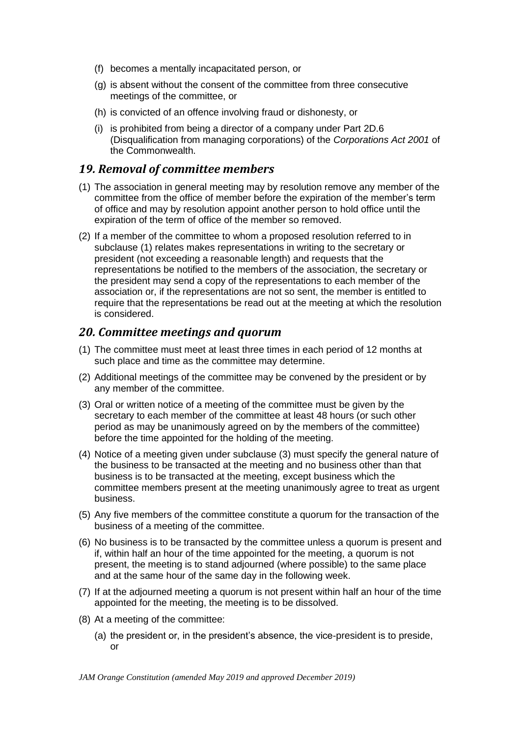(f) becomes a mentally incapacitated person, or

(g) is absent without the consent of the committee from three consecutive meetings of the committee, or

(h) is convicted of an offence involving fraud or dishonesty, or

(i) is prohibited from being a director of a company under Part 2D.6 (Disqualification from managing corporations) of the *Corporations Act 2001* of the Commonwealth.

## *19. Removal of committee members*

(1) The association in general meeting may by resolution remove any member of the committee from the office of member before the expiration of the member's term of office and may by resolution appoint another person to hold office until the expiration of the term of office of the member so removed.

(2) If a member of the committee to whom a proposed resolution referred to in subclause (1) relates makes representations in writing to the secretary or president (not exceeding a reasonable length) and requests that the representations be notified to the members of the association, the secretary or the president may send a copy of the representations to each member of the association or, if the representations are not so sent, the member is entitled to require that the representations be read out at the meeting at which the resolution is considered.

## *20. Committee meetings and quorum*

(1) The committee must meet at least three times in each period of 12 months at such place and time as the committee may determine.

(2) Additional meetings of the committee may be convened by the president or by any member of the committee.

(3) Oral or written notice of a meeting of the committee must be given by the secretary to each member of the committee at least 48 hours (or such other period as may be unanimously agreed on by the members of the committee) before the time appointed for the holding of the meeting.

(4) Notice of a meeting given under subclause (3) must specify the general nature of the business to be transacted at the meeting and no business other than that business is to be transacted at the meeting, except business which the committee members present at the meeting unanimously agree to treat as urgent business.

(5) Any five members of the committee constitute a quorum for the transaction of the business of a meeting of the committee.

(6) No business is to be transacted by the committee unless a quorum is present and if, within half an hour of the time appointed for the meeting, a quorum is not present, the meeting is to stand adjourned (where possible) to the same place and at the same hour of the same day in the following week.

(7) If at the adjourned meeting a quorum is not present within half an hour of the time appointed for the meeting, the meeting is to be dissolved.

(8) At a meeting of the committee:

(a) the president or, in the president's absence, the vice-president is to preside, or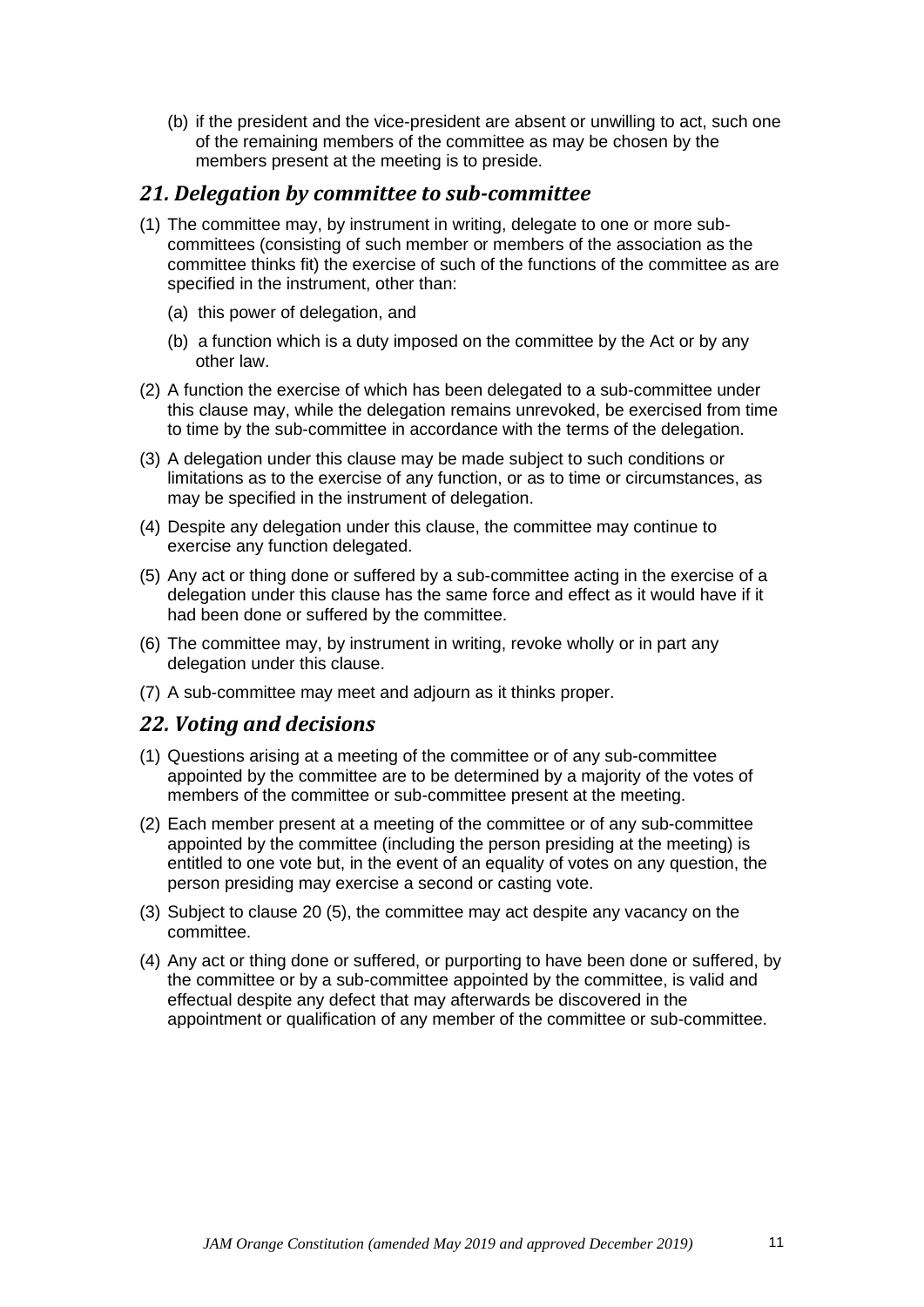(b) if the president and the vice-president are absent or unwilling to act, such one of the remaining members of the committee as may be chosen by the members present at the meeting is to preside.

## *21. Delegation by committee to sub-committee*

(1) The committee may, by instrument in writing, delegate to one or more sub-committees (consisting of such member or members of the association as the committee thinks fit) the exercise of such of the functions of the committee as are specified in the instrument, other than:

(a) this power of delegation, and

(b) a function which is a duty imposed on the committee by the Act or by any other law.

(2) A function the exercise of which has been delegated to a sub-committee under this clause may, while the delegation remains unrevoked, be exercised from time to time by the sub-committee in accordance with the terms of the delegation.

(3) A delegation under this clause may be made subject to such conditions or limitations as to the exercise of any function, or as to time or circumstances, as may be specified in the instrument of delegation.

(4) Despite any delegation under this clause, the committee may continue to exercise any function delegated.

(5) Any act or thing done or suffered by a sub-committee acting in the exercise of a delegation under this clause has the same force and effect as it would have if it had been done or suffered by the committee.

(6) The committee may, by instrument in writing, revoke wholly or in part any delegation under this clause.

(7) A sub-committee may meet and adjourn as it thinks proper.

## *22. Voting and decisions*

(1) Questions arising at a meeting of the committee or of any sub-committee appointed by the committee are to be determined by a majority of the votes of members of the committee or sub-committee present at the meeting.

(2) Each member present at a meeting of the committee or of any sub-committee appointed by the committee (including the person presiding at the meeting) is entitled to one vote but, in the event of an equality of votes on any question, the person presiding may exercise a second or casting vote.

(3) Subject to clause 20 (5), the committee may act despite any vacancy on the committee.

(4) Any act or thing done or suffered, or purporting to have been done or suffered, by the committee or by a sub-committee appointed by the committee, is valid and effectual despite any defect that may afterwards be discovered in the appointment or qualification of any member of the committee or sub-committee.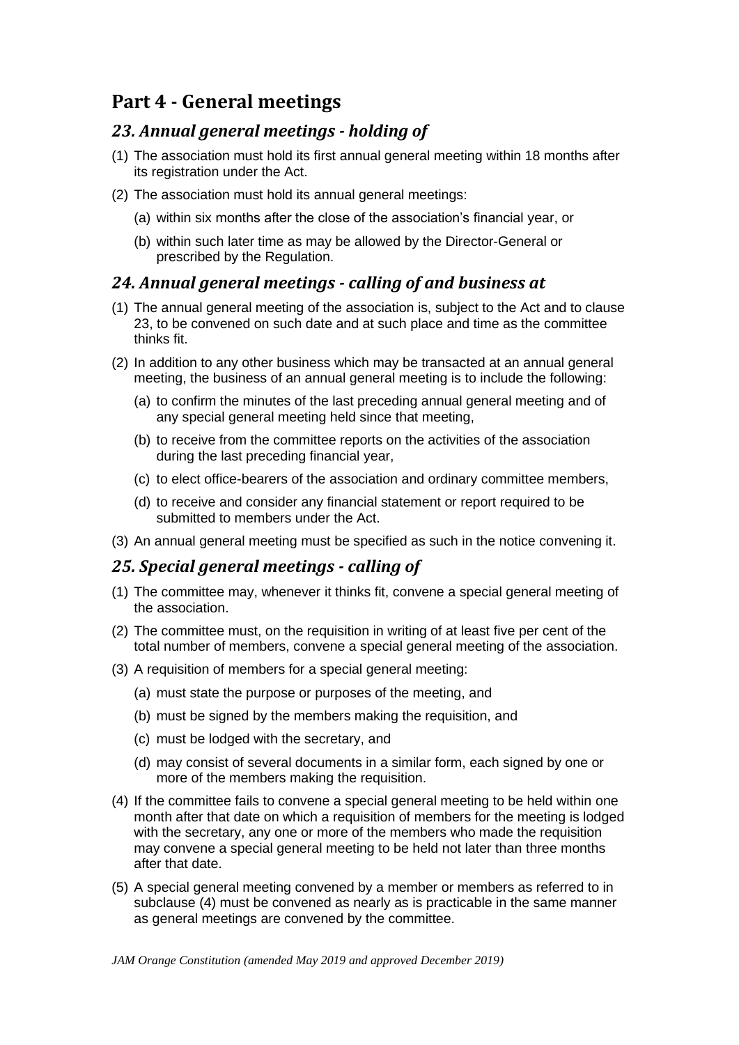# Part 4 - General meetings

## *23. Annual general meetings - holding of*

(1) The association must hold its first annual general meeting within 18 months after its registration under the Act.

(2) The association must hold its annual general meetings:

- (a) within six months after the close of the association's financial year, or
- (b) within such later time as may be allowed by the Director-General or prescribed by the Regulation.

## *24. Annual general meetings - calling of and business at*

(1) The annual general meeting of the association is, subject to the Act and to clause 23, to be convened on such date and at such place and time as the committee thinks fit.

(2) In addition to any other business which may be transacted at an annual general meeting, the business of an annual general meeting is to include the following:

- (a) to confirm the minutes of the last preceding annual general meeting and of any special general meeting held since that meeting,
- (b) to receive from the committee reports on the activities of the association during the last preceding financial year,
- (c) to elect office-bearers of the association and ordinary committee members,
- (d) to receive and consider any financial statement or report required to be submitted to members under the Act.

(3) An annual general meeting must be specified as such in the notice convening it.

## *25. Special general meetings - calling of*

(1) The committee may, whenever it thinks fit, convene a special general meeting of the association.

(2) The committee must, on the requisition in writing of at least five per cent of the total number of members, convene a special general meeting of the association.

(3) A requisition of members for a special general meeting:

- (a) must state the purpose or purposes of the meeting, and
- (b) must be signed by the members making the requisition, and
- (c) must be lodged with the secretary, and
- (d) may consist of several documents in a similar form, each signed by one or more of the members making the requisition.

(4) If the committee fails to convene a special general meeting to be held within one month after that date on which a requisition of members for the meeting is lodged with the secretary, any one or more of the members who made the requisition may convene a special general meeting to be held not later than three months after that date.

(5) A special general meeting convened by a member or members as referred to in subclause (4) must be convened as nearly as is practicable in the same manner as general meetings are convened by the committee.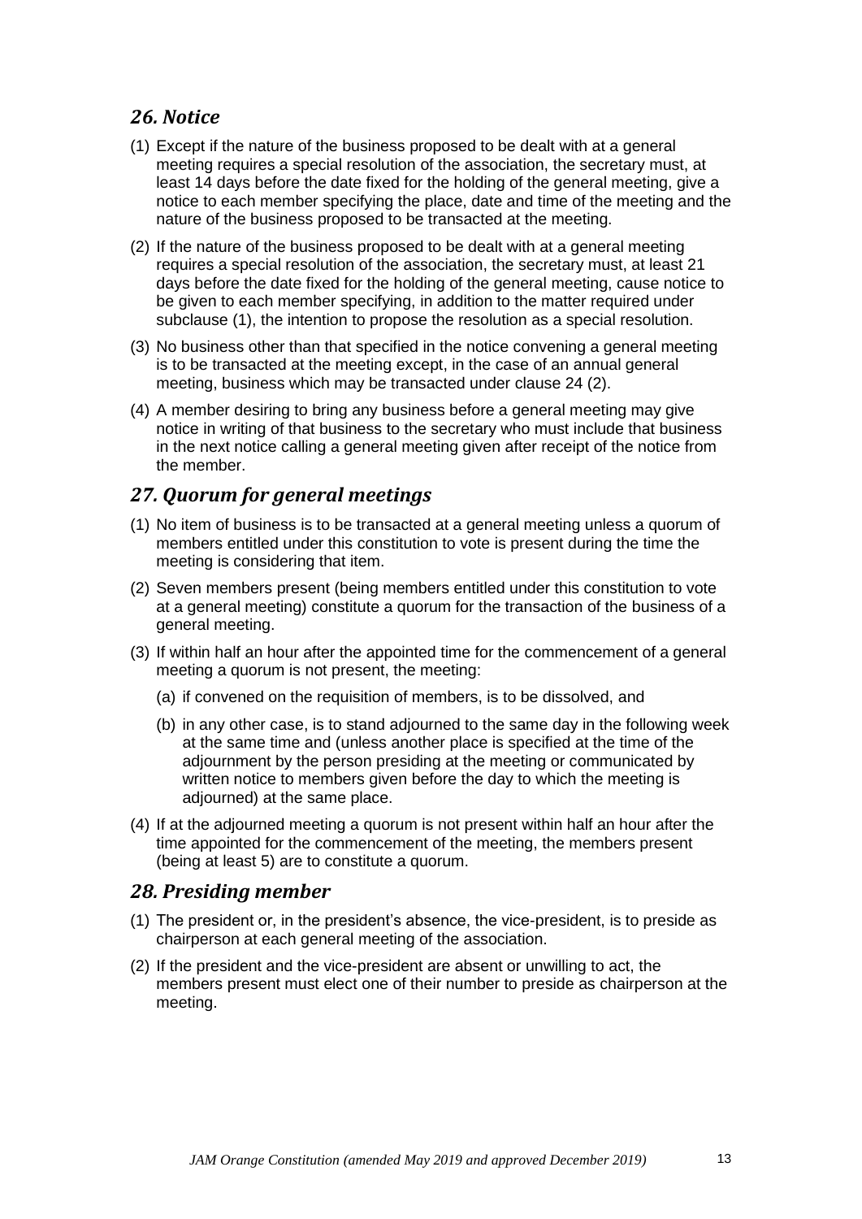## *26. Notice*

(1) Except if the nature of the business proposed to be dealt with at a general meeting requires a special resolution of the association, the secretary must, at least 14 days before the date fixed for the holding of the general meeting, give a notice to each member specifying the place, date and time of the meeting and the nature of the business proposed to be transacted at the meeting.

(2) If the nature of the business proposed to be dealt with at a general meeting requires a special resolution of the association, the secretary must, at least 21 days before the date fixed for the holding of the general meeting, cause notice to be given to each member specifying, in addition to the matter required under subclause (1), the intention to propose the resolution as a special resolution.

(3) No business other than that specified in the notice convening a general meeting is to be transacted at the meeting except, in the case of an annual general meeting, business which may be transacted under clause 24 (2).

(4) A member desiring to bring any business before a general meeting may give notice in writing of that business to the secretary who must include that business in the next notice calling a general meeting given after receipt of the notice from the member.

## *27. Quorum for general meetings*

(1) No item of business is to be transacted at a general meeting unless a quorum of members entitled under this constitution to vote is present during the time the meeting is considering that item.

(2) Seven members present (being members entitled under this constitution to vote at a general meeting) constitute a quorum for the transaction of the business of a general meeting.

(3) If within half an hour after the appointed time for the commencement of a general meeting a quorum is not present, the meeting:

   (a) if convened on the requisition of members, is to be dissolved, and

   (b) in any other case, is to stand adjourned to the same day in the following week at the same time and (unless another place is specified at the time of the adjournment by the person presiding at the meeting or communicated by written notice to members given before the day to which the meeting is adjourned) at the same place.

(4) If at the adjourned meeting a quorum is not present within half an hour after the time appointed for the commencement of the meeting, the members present (being at least 5) are to constitute a quorum.

## *28. Presiding member*

(1) The president or, in the president's absence, the vice-president, is to preside as chairperson at each general meeting of the association.

(2) If the president and the vice-president are absent or unwilling to act, the members present must elect one of their number to preside as chairperson at the meeting.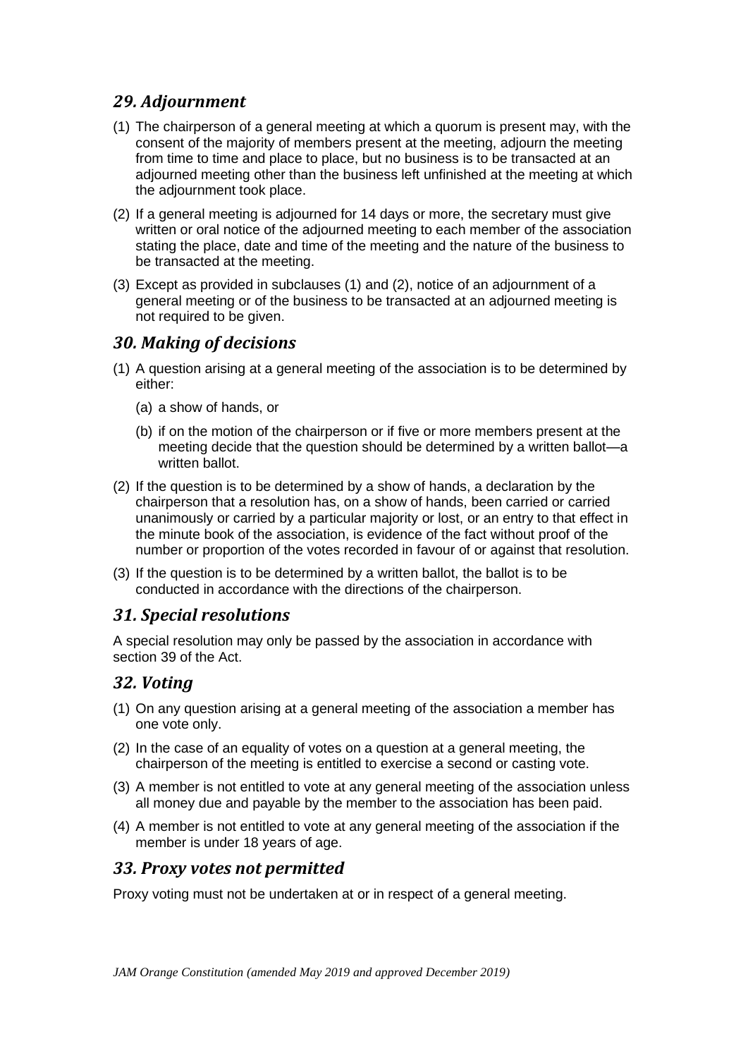## *29. Adjournment*

(1) The chairperson of a general meeting at which a quorum is present may, with the consent of the majority of members present at the meeting, adjourn the meeting from time to time and place to place, but no business is to be transacted at an adjourned meeting other than the business left unfinished at the meeting at which the adjournment took place.

(2) If a general meeting is adjourned for 14 days or more, the secretary must give written or oral notice of the adjourned meeting to each member of the association stating the place, date and time of the meeting and the nature of the business to be transacted at the meeting.

(3) Except as provided in subclauses (1) and (2), notice of an adjournment of a general meeting or of the business to be transacted at an adjourned meeting is not required to be given.

## *30. Making of decisions*

(1) A question arising at a general meeting of the association is to be determined by either:

   (a) a show of hands, or

   (b) if on the motion of the chairperson or if five or more members present at the meeting decide that the question should be determined by a written ballot—a written ballot.

(2) If the question is to be determined by a show of hands, a declaration by the chairperson that a resolution has, on a show of hands, been carried or carried unanimously or carried by a particular majority or lost, or an entry to that effect in the minute book of the association, is evidence of the fact without proof of the number or proportion of the votes recorded in favour of or against that resolution.

(3) If the question is to be determined by a written ballot, the ballot is to be conducted in accordance with the directions of the chairperson.

## *31. Special resolutions*

A special resolution may only be passed by the association in accordance with section 39 of the Act.

## *32. Voting*

(1) On any question arising at a general meeting of the association a member has one vote only.

(2) In the case of an equality of votes on a question at a general meeting, the chairperson of the meeting is entitled to exercise a second or casting vote.

(3) A member is not entitled to vote at any general meeting of the association unless all money due and payable by the member to the association has been paid.

(4) A member is not entitled to vote at any general meeting of the association if the member is under 18 years of age.

## *33. Proxy votes not permitted*

Proxy voting must not be undertaken at or in respect of a general meeting.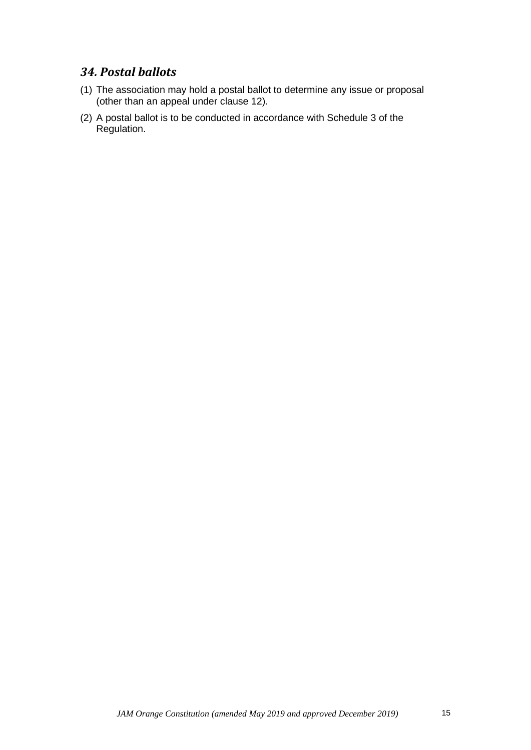### *34. Postal ballots*

(1) The association may hold a postal ballot to determine any issue or proposal (other than an appeal under clause 12).

(2) A postal ballot is to be conducted in accordance with Schedule 3 of the Regulation.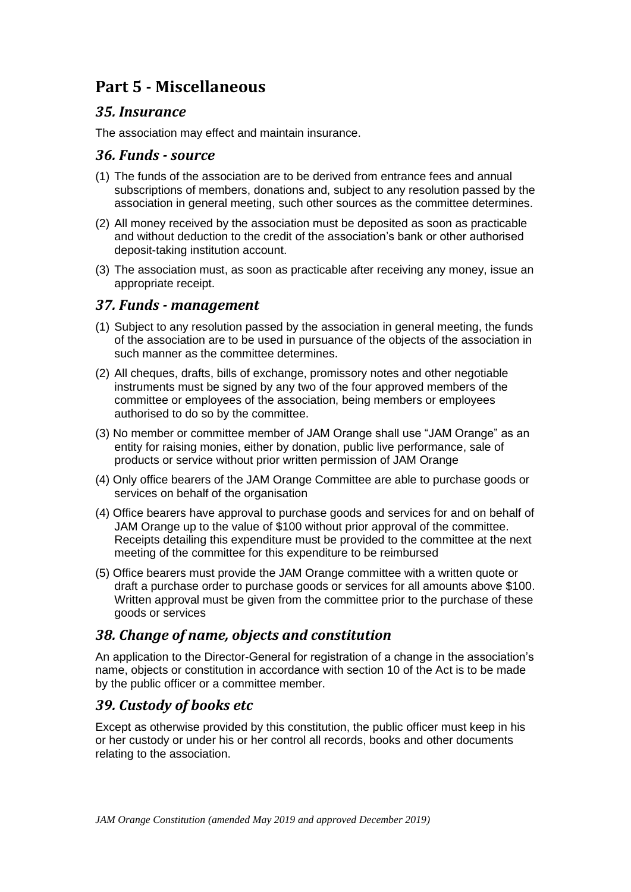# Part 5 - Miscellaneous

## *35. Insurance*

The association may effect and maintain insurance.

## *36. Funds - source*

(1) The funds of the association are to be derived from entrance fees and annual subscriptions of members, donations and, subject to any resolution passed by the association in general meeting, such other sources as the committee determines.

(2) All money received by the association must be deposited as soon as practicable and without deduction to the credit of the association's bank or other authorised deposit-taking institution account.

(3) The association must, as soon as practicable after receiving any money, issue an appropriate receipt.

## *37. Funds - management*

(1) Subject to any resolution passed by the association in general meeting, the funds of the association are to be used in pursuance of the objects of the association in such manner as the committee determines.

(2) All cheques, drafts, bills of exchange, promissory notes and other negotiable instruments must be signed by any two of the four approved members of the committee or employees of the association, being members or employees authorised to do so by the committee.

(3) No member or committee member of JAM Orange shall use "JAM Orange" as an entity for raising monies, either by donation, public live performance, sale of products or service without prior written permission of JAM Orange

(4) Only office bearers of the JAM Orange Committee are able to purchase goods or services on behalf of the organisation

(4) Office bearers have approval to purchase goods and services for and on behalf of JAM Orange up to the value of $100 without prior approval of the committee. Receipts detailing this expenditure must be provided to the committee at the next meeting of the committee for this expenditure to be reimbursed

(5) Office bearers must provide the JAM Orange committee with a written quote or draft a purchase order to purchase goods or services for all amounts above $100. Written approval must be given from the committee prior to the purchase of these goods or services

## *38. Change of name, objects and constitution*

An application to the Director-General for registration of a change in the association's name, objects or constitution in accordance with section 10 of the Act is to be made by the public officer or a committee member.

## *39. Custody of books etc*

Except as otherwise provided by this constitution, the public officer must keep in his or her custody or under his or her control all records, books and other documents relating to the association.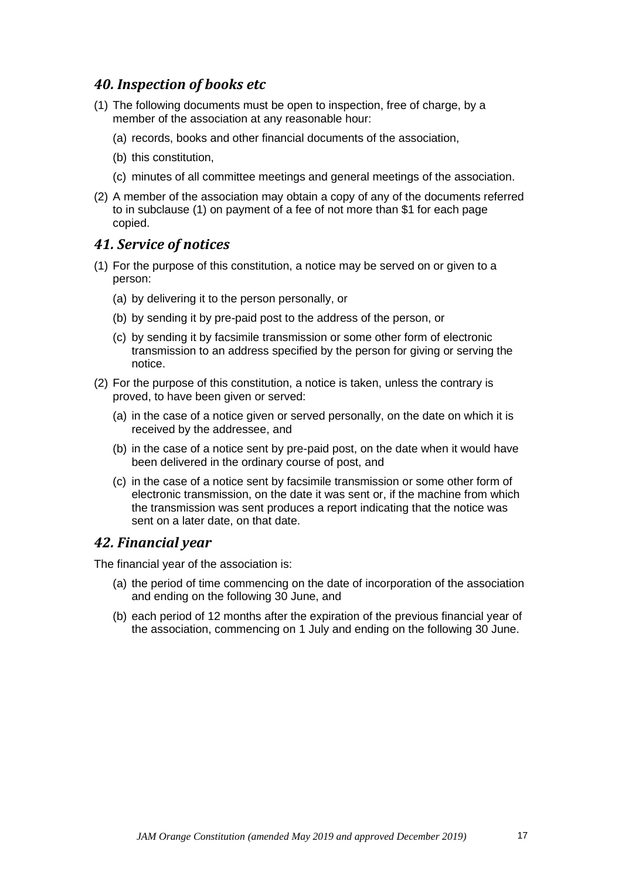## *40. Inspection of books etc*

(1) The following documents must be open to inspection, free of charge, by a member of the association at any reasonable hour:

  (a) records, books and other financial documents of the association,

  (b) this constitution,

  (c) minutes of all committee meetings and general meetings of the association.

(2) A member of the association may obtain a copy of any of the documents referred to in subclause (1) on payment of a fee of not more than $1 for each page copied.

## *41. Service of notices*

(1) For the purpose of this constitution, a notice may be served on or given to a person:

  (a) by delivering it to the person personally, or

  (b) by sending it by pre-paid post to the address of the person, or

  (c) by sending it by facsimile transmission or some other form of electronic transmission to an address specified by the person for giving or serving the notice.

(2) For the purpose of this constitution, a notice is taken, unless the contrary is proved, to have been given or served:

  (a) in the case of a notice given or served personally, on the date on which it is received by the addressee, and

  (b) in the case of a notice sent by pre-paid post, on the date when it would have been delivered in the ordinary course of post, and

  (c) in the case of a notice sent by facsimile transmission or some other form of electronic transmission, on the date it was sent or, if the machine from which the transmission was sent produces a report indicating that the notice was sent on a later date, on that date.

## *42. Financial year*

The financial year of the association is:

  (a) the period of time commencing on the date of incorporation of the association and ending on the following 30 June, and

  (b) each period of 12 months after the expiration of the previous financial year of the association, commencing on 1 July and ending on the following 30 June.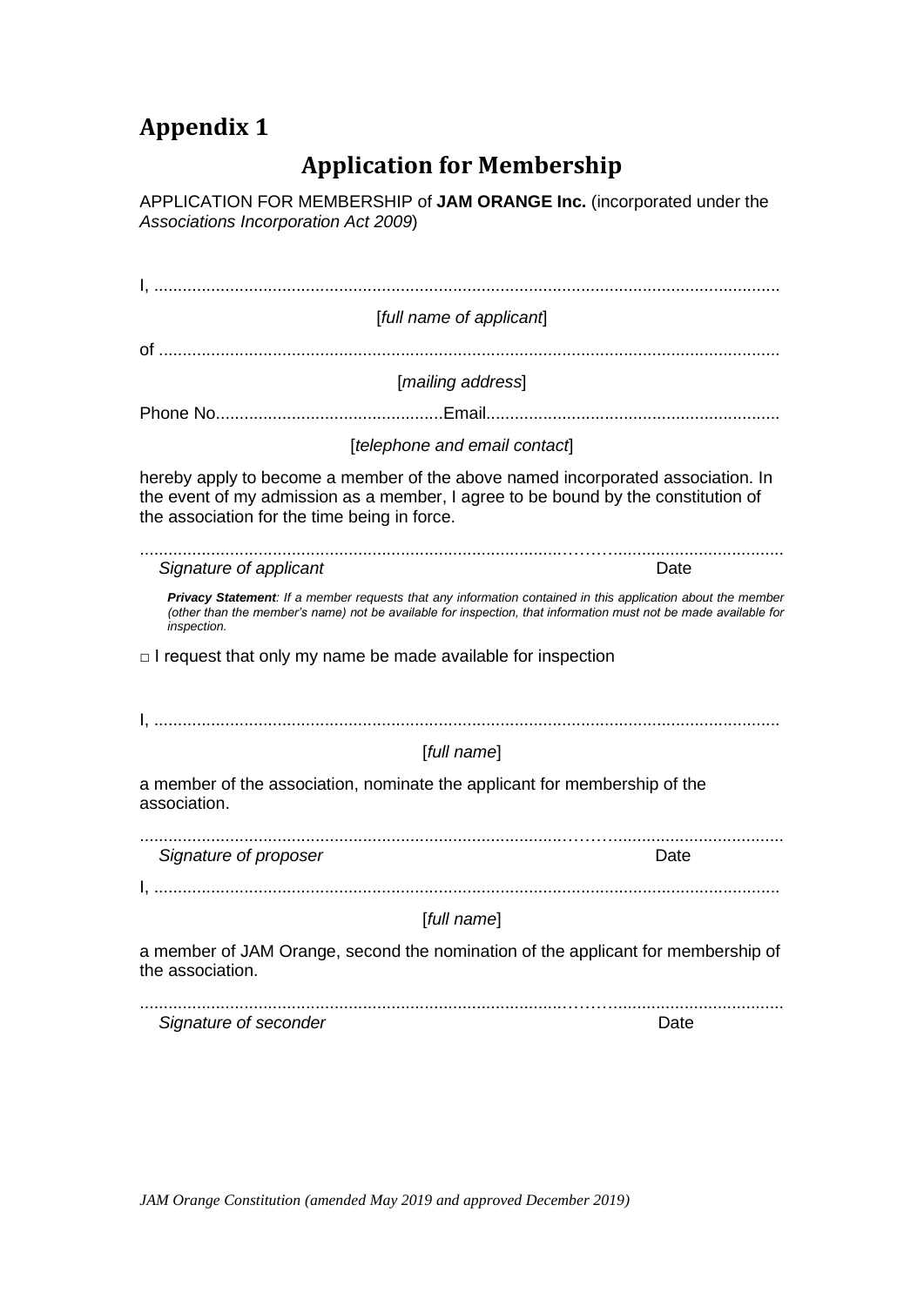# Appendix 1

## Application for Membership

APPLICATION FOR MEMBERSHIP of **JAM ORANGE Inc.** (incorporated under the *Associations Incorporation Act 2009*)

I, ..................................................................................................................................

[*full name of applicant*]

of ..................................................................................................................................

[*mailing address*]

Phone No................................................Email.............................................................

[*telephone and email contact*]

hereby apply to become a member of the above named incorporated association. In the event of my admission as a member, I agree to be bound by the constitution of the association for the time being in force.

.......................................................................................................................................

*Signature of applicant* Date

***Privacy Statement**: If a member requests that any information contained in this application about the member (other than the member's name) not be available for inspection, that information must not be made available for inspection.*

□ I request that only my name be made available for inspection

I, ..................................................................................................................................

[*full name*]

a member of the association, nominate the applicant for membership of the association.

.......................................................................................................................................

*Signature of proposer* Date

I, ..................................................................................................................................

[*full name*]

a member of JAM Orange, second the nomination of the applicant for membership of the association.

.......................................................................................................................................

*Signature of seconder* Date